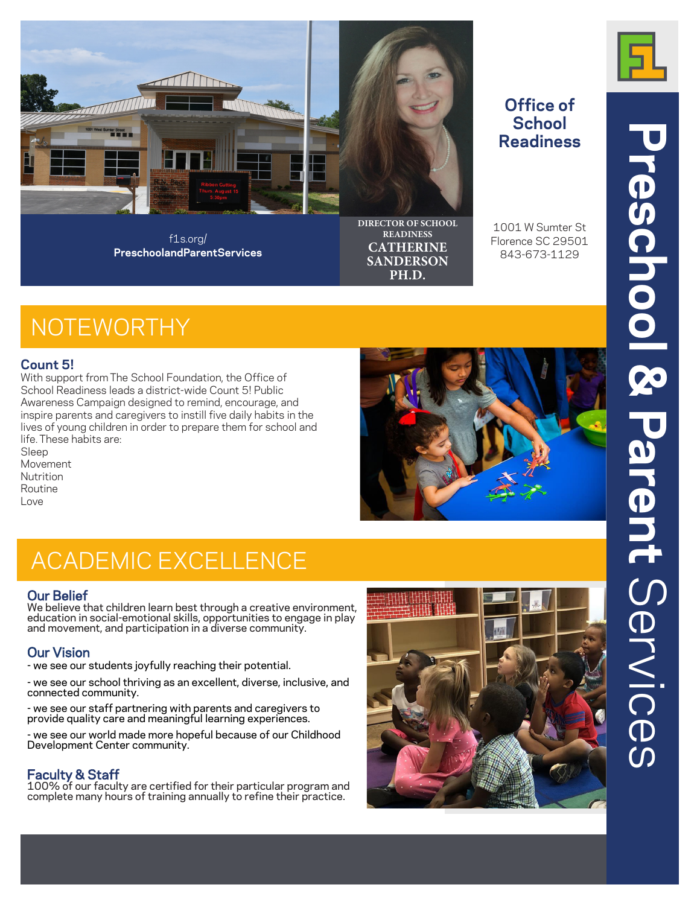# Preschool & Parent Services

## Office of School Readiness

f1s.org/
**PreschoolandParentServices**

DIRECTOR OF SCHOOL READINESS
**CATHERINE SANDERSON PH.D.**

1001 W Sumter St
Florence SC 29501
843-673-1129

## NOTEWORTHY

### Count 5!

With support from The School Foundation, the Office of School Readiness leads a district-wide Count 5! Public Awareness Campaign designed to remind, encourage, and inspire parents and caregivers to instill five daily habits in the lives of young children in order to prepare them for school and life. These habits are:

Sleep
Movement
Nutrition
Routine
Love

## ACADEMIC EXCELLENCE

### Our Belief

We believe that children learn best through a creative environment, education in social-emotional skills, opportunities to engage in play and movement, and participation in a diverse community.

### Our Vision

- we see our students joyfully reaching their potential.
- we see our school thriving as an excellent, diverse, inclusive, and connected community.
- we see our staff partnering with parents and caregivers to provide quality care and meaningful learning experiences.
- we see our world made more hopeful because of our Childhood Development Center community.

### Faculty & Staff

100% of our faculty are certified for their particular program and complete many hours of training annually to refine their practice.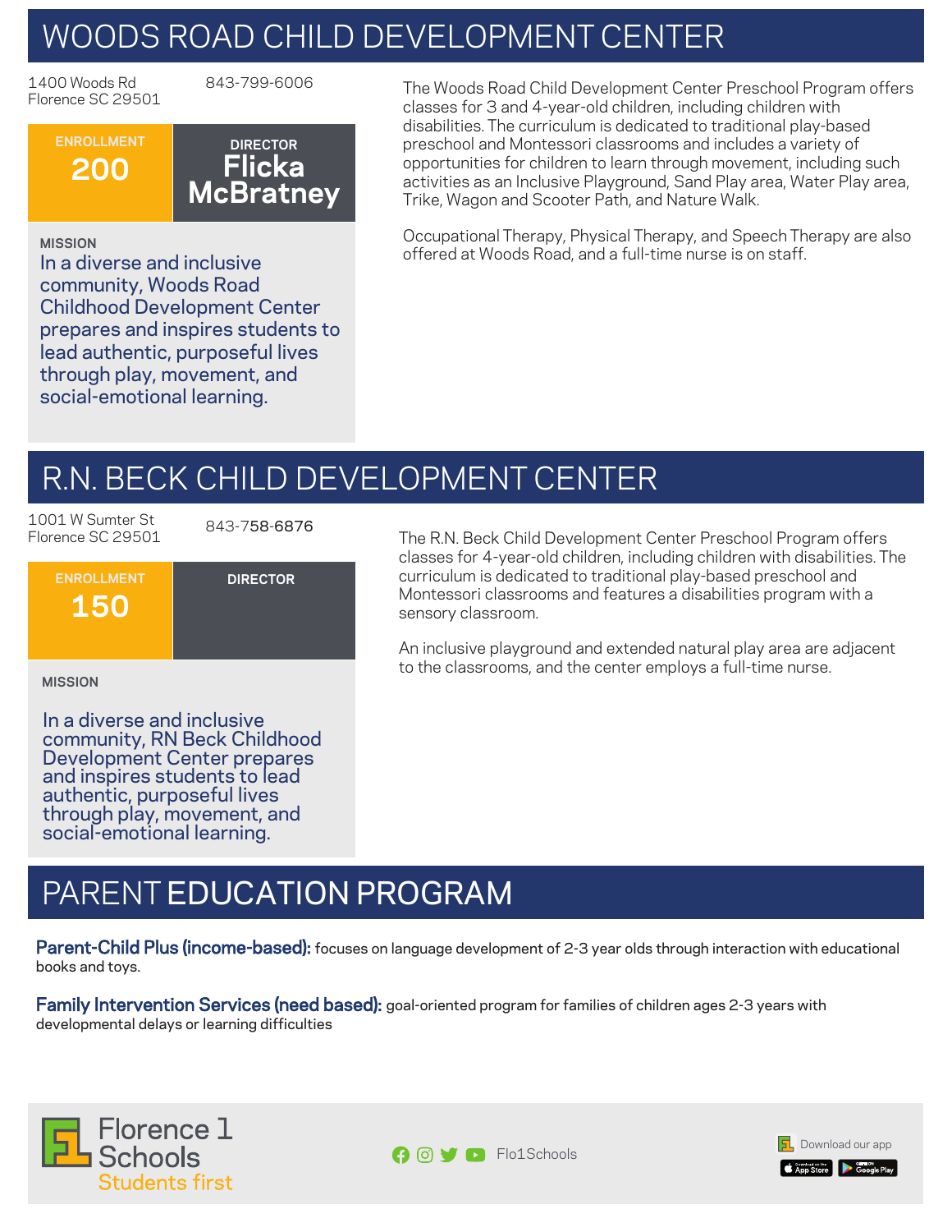# WOODS ROAD CHILD DEVELOPMENT CENTER

1400 Woods Rd
Florence SC 29501

843-799-6006

**ENROLLMENT**
**200**

**DIRECTOR**
**Flicka McBratney**

**MISSION**

In a diverse and inclusive community, Woods Road Childhood Development Center prepares and inspires students to lead authentic, purposeful lives through play, movement, and social-emotional learning.

The Woods Road Child Development Center Preschool Program offers classes for 3 and 4-year-old children, including children with disabilities. The curriculum is dedicated to traditional play-based preschool and Montessori classrooms and includes a variety of opportunities for children to learn through movement, including such activities as an Inclusive Playground, Sand Play area, Water Play area, Trike, Wagon and Scooter Path, and Nature Walk.

Occupational Therapy, Physical Therapy, and Speech Therapy are also offered at Woods Road, and a full-time nurse is on staff.

# R.N. BECK CHILD DEVELOPMENT CENTER

1001 W Sumter St
Florence SC 29501

843-758-6876

**ENROLLMENT**
**150**

**DIRECTOR**

**MISSION**

In a diverse and inclusive community, RN Beck Childhood Development Center prepares and inspires students to lead authentic, purposeful lives through play, movement, and social-emotional learning.

The R.N. Beck Child Development Center Preschool Program offers classes for 4-year-old children, including children with disabilities. The curriculum is dedicated to traditional play-based preschool and Montessori classrooms and features a disabilities program with a sensory classroom.

An inclusive playground and extended natural play area are adjacent to the classrooms, and the center employs a full-time nurse.

# PARENT EDUCATION PROGRAM

**Parent-Child Plus (income-based):** focuses on language development of 2-3 year olds through interaction with educational books and toys.

**Family Intervention Services (need based):** goal-oriented program for families of children ages 2-3 years with developmental delays or learning difficulties

Florence 1 Schools
Students first

Flo1Schools

Download our app